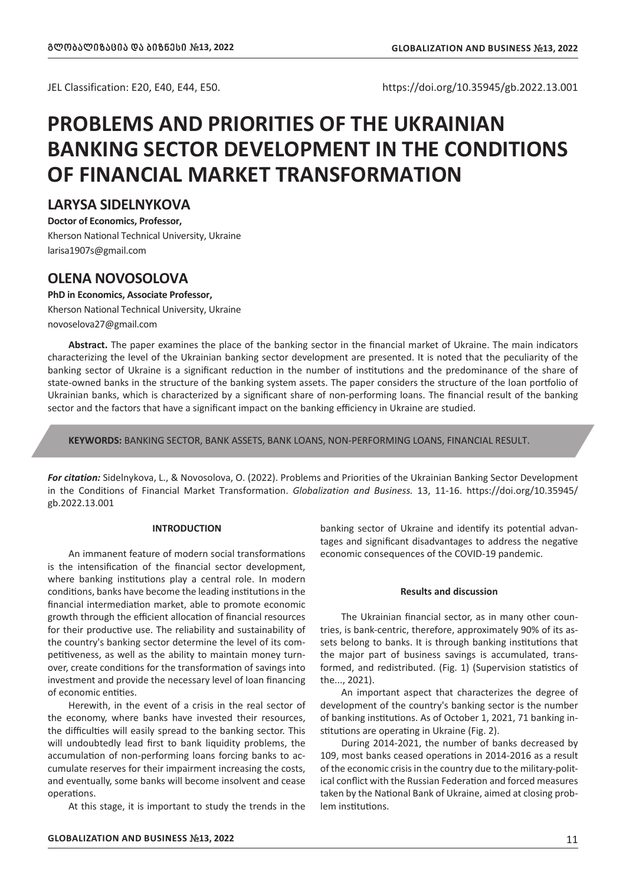JEL Classification: E20, E40, E44, E50.

https://doi.org/10.35945/gb.2022.13.001

# PROBLEMS AND PRIORITIES OF THE UKRAINIAN BANKING SECTOR DEVELOPMENT IN THE CONDITIONS OF FINANCIAL MARKET TRANSFORMATION

## LARYSA SIDELNYKOVA

**Doctor of Economics, Professor,**
Kherson National Technical University, Ukraine
larisa1907s@gmail.com

## OLENA NOVOSOLOVA

**PhD in Economics, Associate Professor,**
Kherson National Technical University, Ukraine
novoselova27@gmail.com

**Abstract.** The paper examines the place of the banking sector in the financial market of Ukraine. The main indicators characterizing the level of the Ukrainian banking sector development are presented. It is noted that the peculiarity of the banking sector of Ukraine is a significant reduction in the number of institutions and the predominance of the share of state-owned banks in the structure of the banking system assets. The paper considers the structure of the loan portfolio of Ukrainian banks, which is characterized by a significant share of non-performing loans. The financial result of the banking sector and the factors that have a significant impact on the banking efficiency in Ukraine are studied.

**KEYWORDS:** BANKING SECTOR, BANK ASSETS, BANK LOANS, NON-PERFORMING LOANS, FINANCIAL RESULT.

***For citation:*** Sidelnykova, L., & Novosolova, O. (2022). Problems and Priorities of the Ukrainian Banking Sector Development in the Conditions of Financial Market Transformation. *Globalization and Business.* 13, 11-16. https://doi.org/10.35945/gb.2022.13.001

#### INTRODUCTION

An immanent feature of modern social transformations is the intensification of the financial sector development, where banking institutions play a central role. In modern conditions, banks have become the leading institutions in the financial intermediation market, able to promote economic growth through the efficient allocation of financial resources for their productive use. The reliability and sustainability of the country's banking sector determine the level of its competitiveness, as well as the ability to maintain money turnover, create conditions for the transformation of savings into investment and provide the necessary level of loan financing of economic entities.

Herewith, in the event of a crisis in the real sector of the economy, where banks have invested their resources, the difficulties will easily spread to the banking sector. This will undoubtedly lead first to bank liquidity problems, the accumulation of non-performing loans forcing banks to accumulate reserves for their impairment increasing the costs, and eventually, some banks will become insolvent and cease operations.

At this stage, it is important to study the trends in the banking sector of Ukraine and identify its potential advantages and significant disadvantages to address the negative economic consequences of the COVID-19 pandemic.

#### Results and discussion

The Ukrainian financial sector, as in many other countries, is bank-centric, therefore, approximately 90% of its assets belong to banks. It is through banking institutions that the major part of business savings is accumulated, transformed, and redistributed. (Fig. 1) (Supervision statistics of the..., 2021).

An important aspect that characterizes the degree of development of the country's banking sector is the number of banking institutions. As of October 1, 2021, 71 banking institutions are operating in Ukraine (Fig. 2).

During 2014-2021, the number of banks decreased by 109, most banks ceased operations in 2014-2016 as a result of the economic crisis in the country due to the military-political conflict with the Russian Federation and forced measures taken by the National Bank of Ukraine, aimed at closing problem institutions.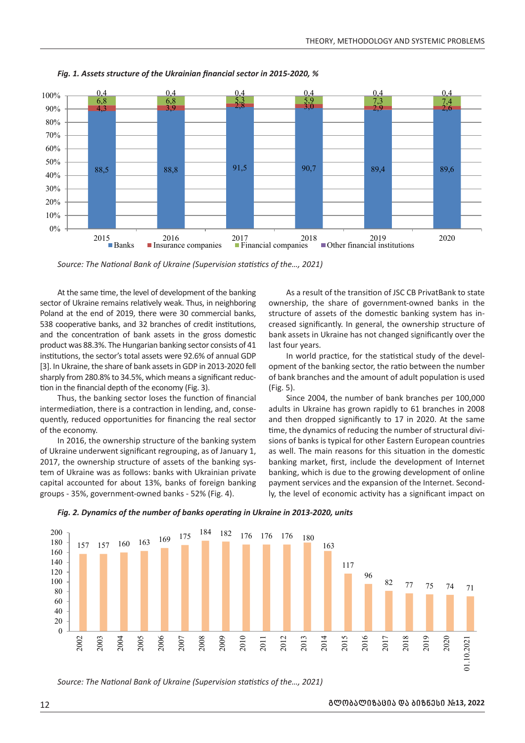*Fig. 1. Assets structure of the Ukrainian financial sector in 2015-2020, %*

| Year | Banks | Insurance companies | Financial companies | Other financial institutions |
|---|---|---|---|---|
| 2015 | 88,5 | 4,3 | 6,8 | 0,4 |
| 2016 | 88,8 | 3,9 | 6,8 | 0,4 |
| 2017 | 91,5 | 2,8 | 5,3 | 0,4 |
| 2018 | 90,7 | 3,0 | 5,9 | 0,4 |
| 2019 | 89,4 | 2,9 | 7,3 | 0,4 |
| 2020 | 89,6 | 2,6 | 7,4 | 0,4 |

*Source: The National Bank of Ukraine (Supervision statistics of the..., 2021)*

At the same time, the level of development of the banking sector of Ukraine remains relatively weak. Thus, in neighboring Poland at the end of 2019, there were 30 commercial banks, 538 cooperative banks, and 32 branches of credit institutions, and the concentration of bank assets in the gross domestic product was 88.3%. The Hungarian banking sector consists of 41 institutions, the sector's total assets were 92.6% of annual GDP [3]. In Ukraine, the share of bank assets in GDP in 2013-2020 fell sharply from 280.8% to 34.5%, which means a significant reduction in the financial depth of the economy (Fig. 3).

Thus, the banking sector loses the function of financial intermediation, there is a contraction in lending, and, consequently, reduced opportunities for financing the real sector of the economy.

In 2016, the ownership structure of the banking system of Ukraine underwent significant regrouping, as of January 1, 2017, the ownership structure of assets of the banking system of Ukraine was as follows: banks with Ukrainian private capital accounted for about 13%, banks of foreign banking groups - 35%, government-owned banks - 52% (Fig. 4).

As a result of the transition of JSC CB PrivatBank to state ownership, the share of government-owned banks in the structure of assets of the domestic banking system has increased significantly. In general, the ownership structure of bank assets in Ukraine has not changed significantly over the last four years.

In world practice, for the statistical study of the development of the banking sector, the ratio between the number of bank branches and the amount of adult population is used (Fig. 5).

Since 2004, the number of bank branches per 100,000 adults in Ukraine has grown rapidly to 61 branches in 2008 and then dropped significantly to 17 in 2020. At the same time, the dynamics of reducing the number of structural divisions of banks is typical for other Eastern European countries as well. The main reasons for this situation in the domestic banking market, first, include the development of Internet banking, which is due to the growing development of online payment services and the expansion of the Internet. Secondly, the level of economic activity has a significant impact on

*Fig. 2. Dynamics of the number of banks operating in Ukraine in 2013-2020, units*

| Year | Number of banks |
|---|---|
| 2002 | 157 |
| 2003 | 157 |
| 2004 | 160 |
| 2005 | 163 |
| 2006 | 169 |
| 2007 | 175 |
| 2008 | 184 |
| 2009 | 182 |
| 2010 | 176 |
| 2011 | 176 |
| 2012 | 176 |
| 2013 | 180 |
| 2014 | 163 |
| 2015 | 117 |
| 2016 | 96 |
| 2017 | 82 |
| 2018 | 77 |
| 2019 | 75 |
| 2020 | 74 |
| 01.10.2021 | 71 |

*Source: The National Bank of Ukraine (Supervision statistics of the..., 2021)*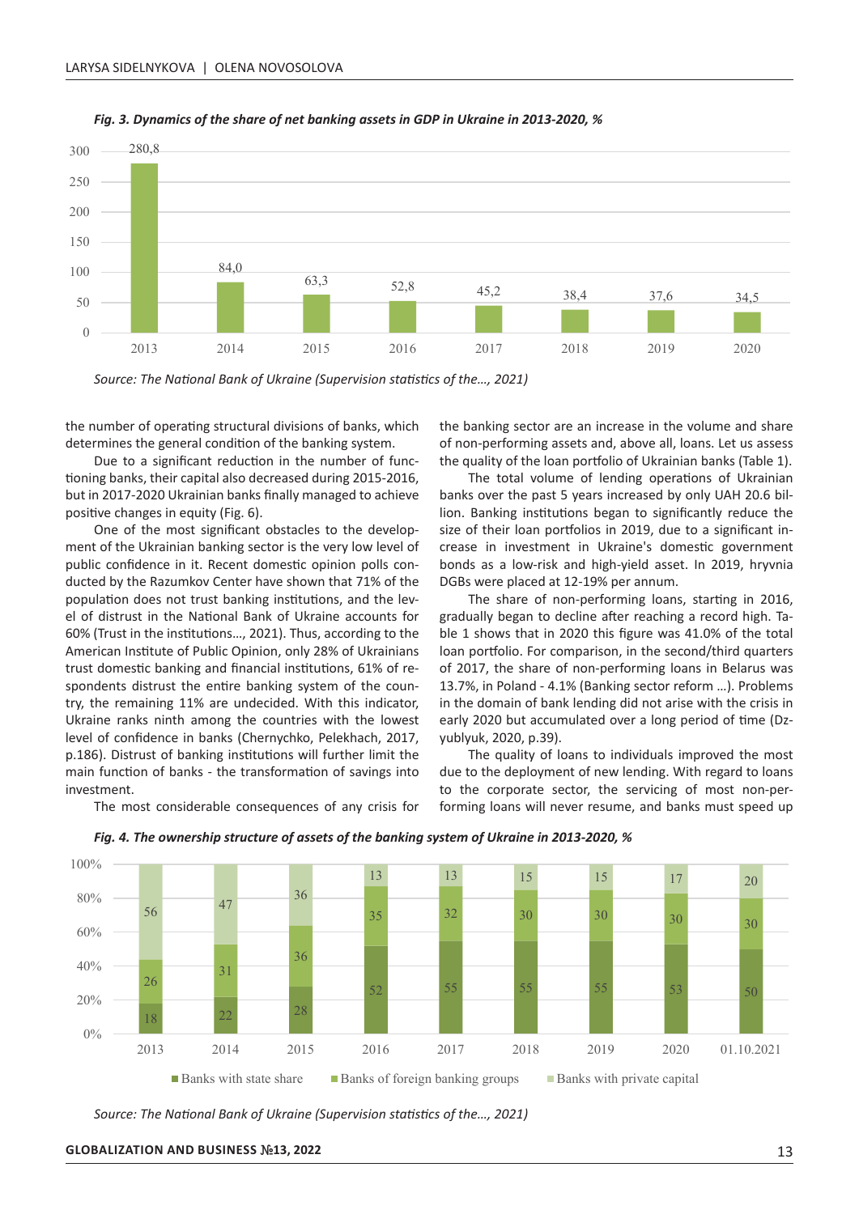*Fig. 3. Dynamics of the share of net banking assets in GDP in Ukraine in 2013-2020, %*

| Year | 2013 | 2014 | 2015 | 2016 | 2017 | 2018 | 2019 | 2020 |
|---|---|---|---|---|---|---|---|---|
| % | 280,8 | 84,0 | 63,3 | 52,8 | 45,2 | 38,4 | 37,6 | 34,5 |

*Source: The National Bank of Ukraine (Supervision statistics of the..., 2021)*

the number of operating structural divisions of banks, which determines the general condition of the banking system.

Due to a significant reduction in the number of functioning banks, their capital also decreased during 2015-2016, but in 2017-2020 Ukrainian banks finally managed to achieve positive changes in equity (Fig. 6).

One of the most significant obstacles to the development of the Ukrainian banking sector is the very low level of public confidence in it. Recent domestic opinion polls conducted by the Razumkov Center have shown that 71% of the population does not trust banking institutions, and the level of distrust in the National Bank of Ukraine accounts for 60% (Trust in the institutions..., 2021). Thus, according to the American Institute of Public Opinion, only 28% of Ukrainians trust domestic banking and financial institutions, 61% of respondents distrust the entire banking system of the country, the remaining 11% are undecided. With this indicator, Ukraine ranks ninth among the countries with the lowest level of confidence in banks (Chernychko, Pelekhach, 2017, p.186). Distrust of banking institutions will further limit the main function of banks - the transformation of savings into investment.

The most considerable consequences of any crisis for the banking sector are an increase in the volume and share of non-performing assets and, above all, loans. Let us assess the quality of the loan portfolio of Ukrainian banks (Table 1).

The total volume of lending operations of Ukrainian banks over the past 5 years increased by only UAH 20.6 billion. Banking institutions began to significantly reduce the size of their loan portfolios in 2019, due to a significant increase in investment in Ukraine's domestic government bonds as a low-risk and high-yield asset. In 2019, hryvnia DGBs were placed at 12-19% per annum.

The share of non-performing loans, starting in 2016, gradually began to decline after reaching a record high. Table 1 shows that in 2020 this figure was 41.0% of the total loan portfolio. For comparison, in the second/third quarters of 2017, the share of non-performing loans in Belarus was 13.7%, in Poland - 4.1% (Banking sector reform ...). Problems in the domain of bank lending did not arise with the crisis in early 2020 but accumulated over a long period of time (Dzyublyuk, 2020, p.39).

The quality of loans to individuals improved the most due to the deployment of new lending. With regard to loans to the corporate sector, the servicing of most non-performing loans will never resume, and banks must speed up

*Fig. 4. The ownership structure of assets of the banking system of Ukraine in 2013-2020, %*

| | 2013 | 2014 | 2015 | 2016 | 2017 | 2018 | 2019 | 2020 | 01.10.2021 |
|---|---|---|---|---|---|---|---|---|---|
| Banks with state share | 18 | 22 | 28 | 52 | 55 | 55 | 55 | 53 | 50 |
| Banks of foreign banking groups | 26 | 31 | 36 | 35 | 32 | 30 | 30 | 30 | 30 |
| Banks with private capital | 56 | 47 | 36 | 13 | 13 | 15 | 15 | 17 | 20 |

*Source: The National Bank of Ukraine (Supervision statistics of the..., 2021)*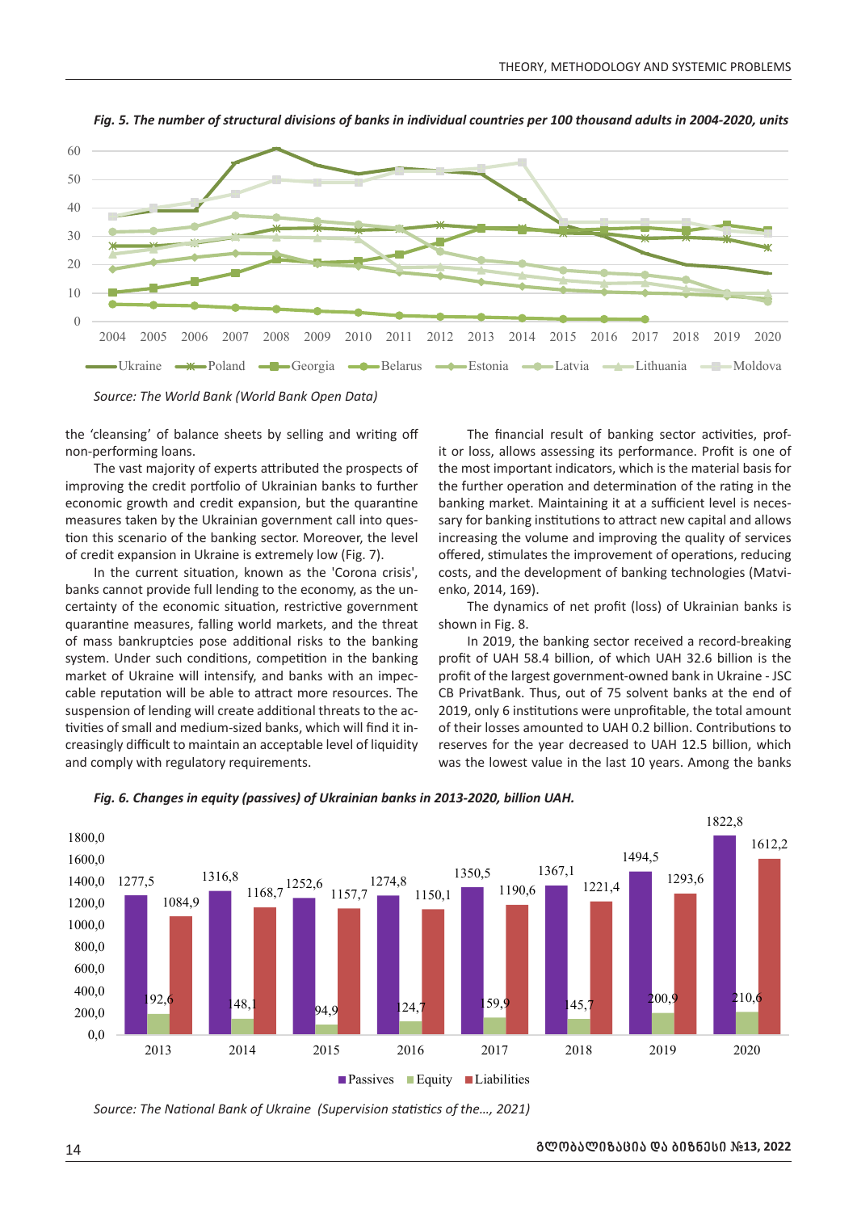*Fig. 5. The number of structural divisions of banks in individual countries per 100 thousand adults in 2004-2020, units*

*Source: The World Bank (World Bank Open Data)*

the 'cleansing' of balance sheets by selling and writing off non-performing loans.

The vast majority of experts attributed the prospects of improving the credit portfolio of Ukrainian banks to further economic growth and credit expansion, but the quarantine measures taken by the Ukrainian government call into question this scenario of the banking sector. Moreover, the level of credit expansion in Ukraine is extremely low (Fig. 7).

In the current situation, known as the 'Corona crisis', banks cannot provide full lending to the economy, as the uncertainty of the economic situation, restrictive government quarantine measures, falling world markets, and the threat of mass bankruptcies pose additional risks to the banking system. Under such conditions, competition in the banking market of Ukraine will intensify, and banks with an impeccable reputation will be able to attract more resources. The suspension of lending will create additional threats to the activities of small and medium-sized banks, which will find it increasingly difficult to maintain an acceptable level of liquidity and comply with regulatory requirements.

The financial result of banking sector activities, profit or loss, allows assessing its performance. Profit is one of the most important indicators, which is the material basis for the further operation and determination of the rating in the banking market. Maintaining it at a sufficient level is necessary for banking institutions to attract new capital and allows increasing the volume and improving the quality of services offered, stimulates the improvement of operations, reducing costs, and the development of banking technologies (Matvienko, 2014, 169).

The dynamics of net profit (loss) of Ukrainian banks is shown in Fig. 8.

In 2019, the banking sector received a record-breaking profit of UAH 58.4 billion, of which UAH 32.6 billion is the profit of the largest government-owned bank in Ukraine - JSC CB PrivatBank. Thus, out of 75 solvent banks at the end of 2019, only 6 institutions were unprofitable, the total amount of their losses amounted to UAH 0.2 billion. Contributions to reserves for the year decreased to UAH 12.5 billion, which was the lowest value in the last 10 years. Among the banks

*Fig. 6. Changes in equity (passives) of Ukrainian banks in 2013-2020, billion UAH.*

| Year | Passives | Equity | Liabilities |
|---|---|---|---|
| 2013 | 1277,5 | 192,6 | 1084,9 |
| 2014 | 1316,8 | 148,1 | 1168,7 |
| 2015 | 1252,6 | 94,9 | 1157,7 |
| 2016 | 1274,8 | 124,7 | 1150,1 |
| 2017 | 1350,5 | 159,9 | 1190,6 |
| 2018 | 1367,1 | 145,7 | 1221,4 |
| 2019 | 1494,5 | 200,9 | 1293,6 |
| 2020 | 1822,8 | 210,6 | 1612,2 |

*Source: The National Bank of Ukraine (Supervision statistics of the..., 2021)*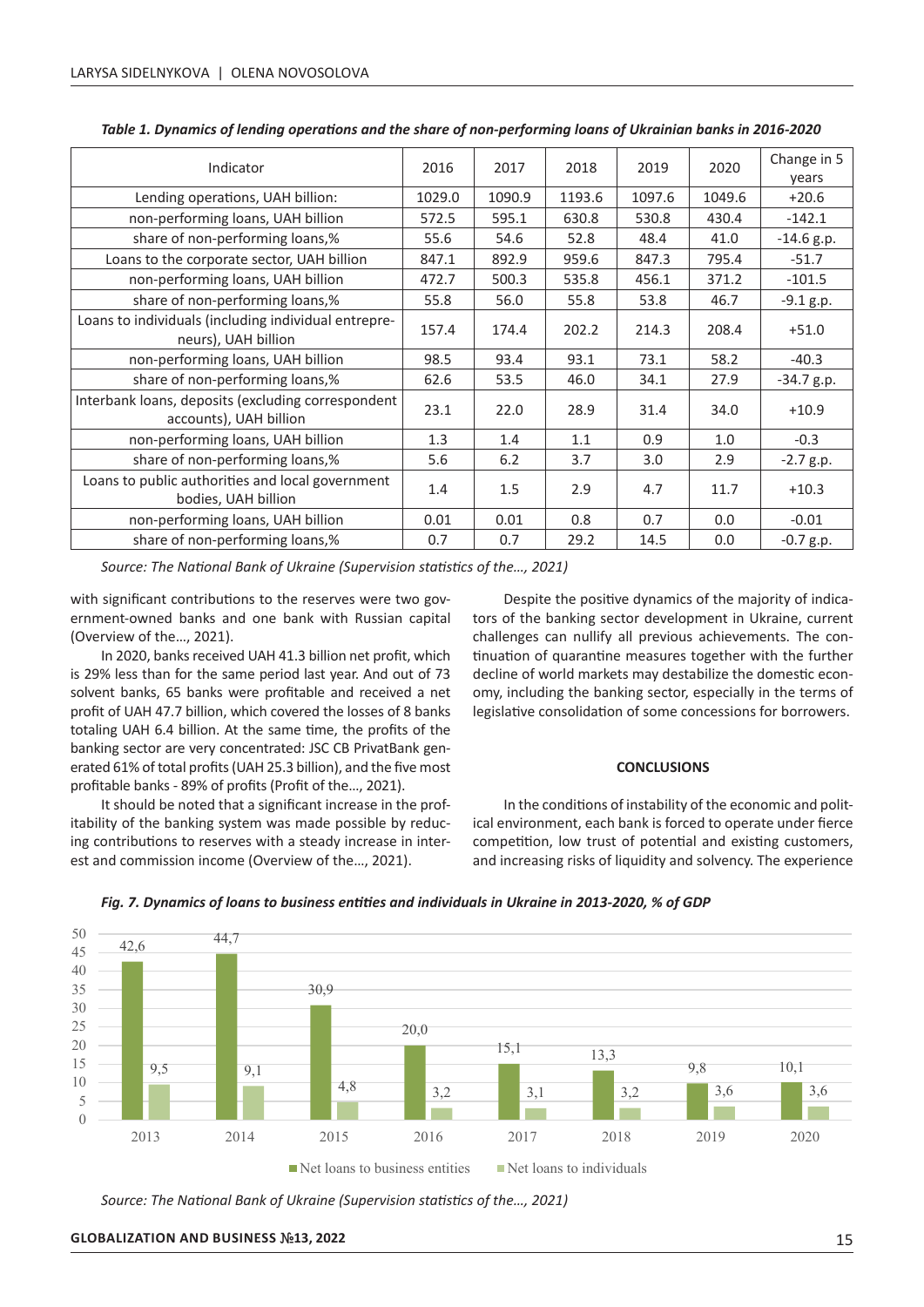*Table 1. Dynamics of lending operations and the share of non-performing loans of Ukrainian banks in 2016-2020*

| Indicator | 2016 | 2017 | 2018 | 2019 | 2020 | Change in 5 years |
|---|---|---|---|---|---|---|
| Lending operations, UAH billion: | 1029.0 | 1090.9 | 1193.6 | 1097.6 | 1049.6 | +20.6 |
| non-performing loans, UAH billion | 572.5 | 595.1 | 630.8 | 530.8 | 430.4 | -142.1 |
| share of non-performing loans,% | 55.6 | 54.6 | 52.8 | 48.4 | 41.0 | -14.6 g.p. |
| Loans to the corporate sector, UAH billion | 847.1 | 892.9 | 959.6 | 847.3 | 795.4 | -51.7 |
| non-performing loans, UAH billion | 472.7 | 500.3 | 535.8 | 456.1 | 371.2 | -101.5 |
| share of non-performing loans,% | 55.8 | 56.0 | 55.8 | 53.8 | 46.7 | -9.1 g.p. |
| Loans to individuals (including individual entrepreneurs), UAH billion | 157.4 | 174.4 | 202.2 | 214.3 | 208.4 | +51.0 |
| non-performing loans, UAH billion | 98.5 | 93.4 | 93.1 | 73.1 | 58.2 | -40.3 |
| share of non-performing loans,% | 62.6 | 53.5 | 46.0 | 34.1 | 27.9 | -34.7 g.p. |
| Interbank loans, deposits (excluding correspondent accounts), UAH billion | 23.1 | 22.0 | 28.9 | 31.4 | 34.0 | +10.9 |
| non-performing loans, UAH billion | 1.3 | 1.4 | 1.1 | 0.9 | 1.0 | -0.3 |
| share of non-performing loans,% | 5.6 | 6.2 | 3.7 | 3.0 | 2.9 | -2.7 g.p. |
| Loans to public authorities and local government bodies, UAH billion | 1.4 | 1.5 | 2.9 | 4.7 | 11.7 | +10.3 |
| non-performing loans, UAH billion | 0.01 | 0.01 | 0.8 | 0.7 | 0.0 | -0.01 |
| share of non-performing loans,% | 0.7 | 0.7 | 29.2 | 14.5 | 0.0 | -0.7 g.p. |

*Source: The National Bank of Ukraine (Supervision statistics of the…, 2021)*

with significant contributions to the reserves were two government-owned banks and one bank with Russian capital (Overview of the…, 2021).

In 2020, banks received UAH 41.3 billion net profit, which is 29% less than for the same period last year. And out of 73 solvent banks, 65 banks were profitable and received a net profit of UAH 47.7 billion, which covered the losses of 8 banks totaling UAH 6.4 billion. At the same time, the profits of the banking sector are very concentrated: JSC CB PrivatBank generated 61% of total profits (UAH 25.3 billion), and the five most profitable banks - 89% of profits (Profit of the…, 2021).

It should be noted that a significant increase in the profitability of the banking system was made possible by reducing contributions to reserves with a steady increase in interest and commission income (Overview of the…, 2021).

Despite the positive dynamics of the majority of indicators of the banking sector development in Ukraine, current challenges can nullify all previous achievements. The continuation of quarantine measures together with the further decline of world markets may destabilize the domestic economy, including the banking sector, especially in the terms of legislative consolidation of some concessions for borrowers.

## CONCLUSIONS

In the conditions of instability of the economic and political environment, each bank is forced to operate under fierce competition, low trust of potential and existing customers, and increasing risks of liquidity and solvency. The experience

*Fig. 7. Dynamics of loans to business entities and individuals in Ukraine in 2013-2020, % of GDP*

| Year | Net loans to business entities | Net loans to individuals |
|---|---|---|
| 2013 | 42,6 | 9,5 |
| 2014 | 44,7 | 9,1 |
| 2015 | 30,9 | 4,8 |
| 2016 | 20,0 | 3,2 |
| 2017 | 15,1 | 3,1 |
| 2018 | 13,3 | 3,2 |
| 2019 | 9,8 | 3,6 |
| 2020 | 10,1 | 3,6 |

*Source: The National Bank of Ukraine (Supervision statistics of the…, 2021)*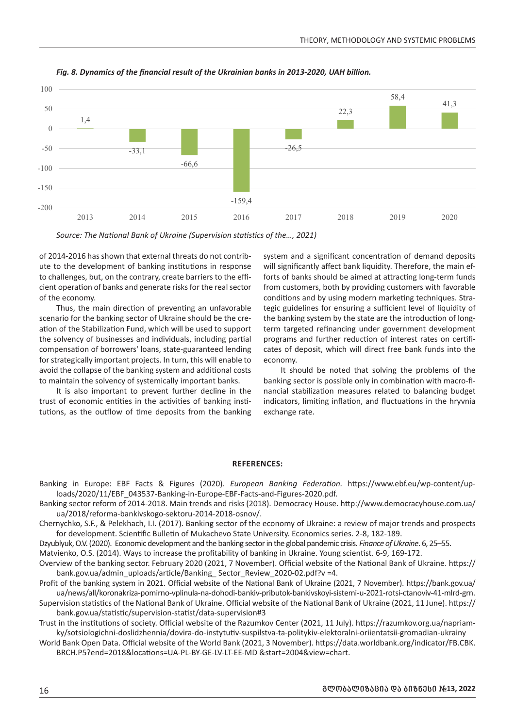*Fig. 8. Dynamics of the financial result of the Ukrainian banks in 2013-2020, UAH billion.*

100
50
0
-50
-100
-150
-200

1,4
-33,1
-66,6
-159,4
-26,5
22,3
58,4
41,3

2013 2014 2015 2016 2017 2018 2019 2020

*Source: The National Bank of Ukraine (Supervision statistics of the…, 2021)*

of 2014-2016 has shown that external threats do not contribute to the development of banking institutions in response to challenges, but, on the contrary, create barriers to the efficient operation of banks and generate risks for the real sector of the economy.

Thus, the main direction of preventing an unfavorable scenario for the banking sector of Ukraine should be the creation of the Stabilization Fund, which will be used to support the solvency of businesses and individuals, including partial compensation of borrowers' loans, state-guaranteed lending for strategically important projects. In turn, this will enable to avoid the collapse of the banking system and additional costs to maintain the solvency of systemically important banks.

It is also important to prevent further decline in the trust of economic entities in the activities of banking institutions, as the outflow of time deposits from the banking system and a significant concentration of demand deposits will significantly affect bank liquidity. Therefore, the main efforts of banks should be aimed at attracting long-term funds from customers, both by providing customers with favorable conditions and by using modern marketing techniques. Strategic guidelines for ensuring a sufficient level of liquidity of the banking system by the state are the introduction of long-term targeted refinancing under government development programs and further reduction of interest rates on certificates of deposit, which will direct free bank funds into the economy.

It should be noted that solving the problems of the banking sector is possible only in combination with macro-financial stabilization measures related to balancing budget indicators, limiting inflation, and fluctuations in the hryvnia exchange rate.

## REFERENCES:

Banking in Europe: EBF Facts & Figures (2020). *European Banking Federation.* https://www.ebf.eu/wp-content/uploads/2020/11/EBF_043537-Banking-in-Europe-EBF-Facts-and-Figures-2020.pdf.

Banking sector reform of 2014-2018. Main trends and risks (2018). Democracy House. http://www.democracyhouse.com.ua/ua/2018/reforma-bankivskogo-sektoru-2014-2018-osnov/.

Chernychko, S.F., & Pelekhach, I.I. (2017). Banking sector of the economy of Ukraine: a review of major trends and prospects for development. Scientific Bulletin of Mukachevo State University. Economics series. 2-8, 182-189.

Dzyublyuk, O.V. (2020). Economic development and the banking sector in the global pandemic crisis. *Finance of Ukraine*. 6, 25–55.

Matvienko, O.S. (2014). Ways to increase the profitability of banking in Ukraine. Young scientist. 6-9, 169-172.

Overview of the banking sector. February 2020 (2021, 7 November). Official website of the National Bank of Ukraine. https://bank.gov.ua/admin_uploads/article/Banking_ Sector_Review_2020-02.pdf?v =4.

Profit of the banking system in 2021. Official website of the National Bank of Ukraine (2021, 7 November). https://bank.gov.ua/ua/news/all/koronakriza-pomirno-vplinula-na-dohodi-bankiv-pributok-bankivskoyi-sistemi-u-2021-rotsi-ctanoviv-41-mlrd-grn.

Supervision statistics of the National Bank of Ukraine. Official website of the National Bank of Ukraine (2021, 11 June). https://bank.gov.ua/statistic/supervision-statist/data-supervision#3

Trust in the institutions of society. Official website of the Razumkov Center (2021, 11 July). https://razumkov.org.ua/napriamky/sotsiologichni-doslidzhennia/dovira-do-instytutiv-suspilstva-ta-politykiv-elektoralni-oriientatsii-gromadian-ukrainy

World Bank Open Data. Official website of the World Bank (2021, 3 November). https://data.worldbank.org/indicator/FB.CBK.BRCH.P5?end=2018&locations=UA-PL-BY-GE-LV-LT-EE-MD &start=2004&view=chart.